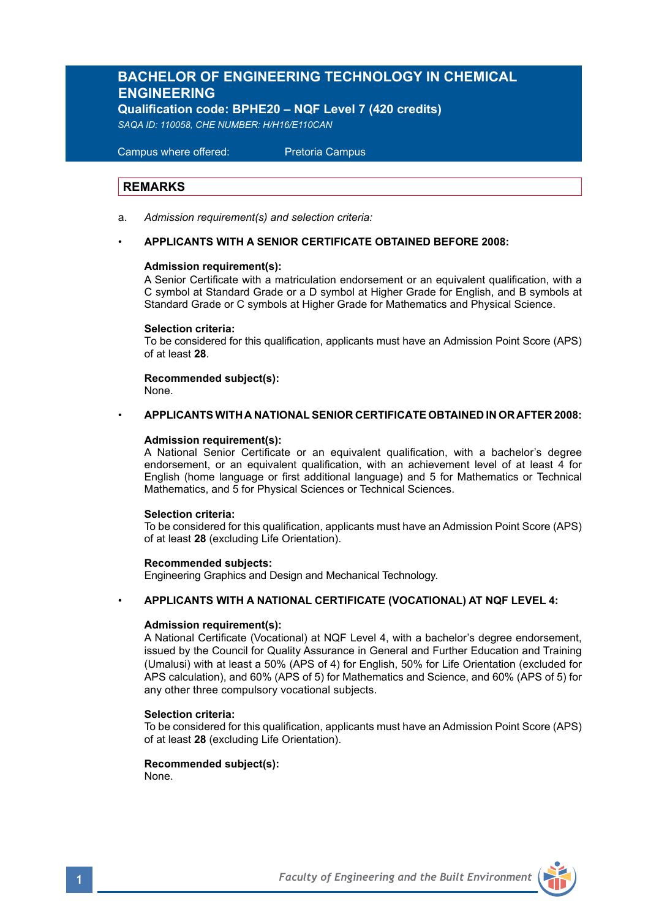# BACHELOR OF ENGINEERING TECHNOLOGY IN CHEMICAL ENGINEERING

**Qualification code: BPHE20 – NQF Level 7 (420 credits)**

*SAQA ID: 110058, CHE NUMBER: H/H16/E110CAN*

Campus where offered: Pretoria Campus

## REMARKS

a. *Admission requirement(s) and selection criteria:*

- **APPLICANTS WITH A SENIOR CERTIFICATE OBTAINED BEFORE 2008:**

  **Admission requirement(s):**
  A Senior Certificate with a matriculation endorsement or an equivalent qualification, with a C symbol at Standard Grade or a D symbol at Higher Grade for English, and B symbols at Standard Grade or C symbols at Higher Grade for Mathematics and Physical Science.

  **Selection criteria:**
  To be considered for this qualification, applicants must have an Admission Point Score (APS) of at least **28**.

  **Recommended subject(s):**
  None.

- **APPLICANTS WITH A NATIONAL SENIOR CERTIFICATE OBTAINED IN OR AFTER 2008:**

  **Admission requirement(s):**
  A National Senior Certificate or an equivalent qualification, with a bachelor's degree endorsement, or an equivalent qualification, with an achievement level of at least 4 for English (home language or first additional language) and 5 for Mathematics or Technical Mathematics, and 5 for Physical Sciences or Technical Sciences.

  **Selection criteria:**
  To be considered for this qualification, applicants must have an Admission Point Score (APS) of at least **28** (excluding Life Orientation).

  **Recommended subjects:**
  Engineering Graphics and Design and Mechanical Technology.

- **APPLICANTS WITH A NATIONAL CERTIFICATE (VOCATIONAL) AT NQF LEVEL 4:**

  **Admission requirement(s):**
  A National Certificate (Vocational) at NQF Level 4, with a bachelor's degree endorsement, issued by the Council for Quality Assurance in General and Further Education and Training (Umalusi) with at least a 50% (APS of 4) for English, 50% for Life Orientation (excluded for APS calculation), and 60% (APS of 5) for Mathematics and Science, and 60% (APS of 5) for any other three compulsory vocational subjects.

  **Selection criteria:**
  To be considered for this qualification, applicants must have an Admission Point Score (APS) of at least **28** (excluding Life Orientation).

  **Recommended subject(s):**
  None.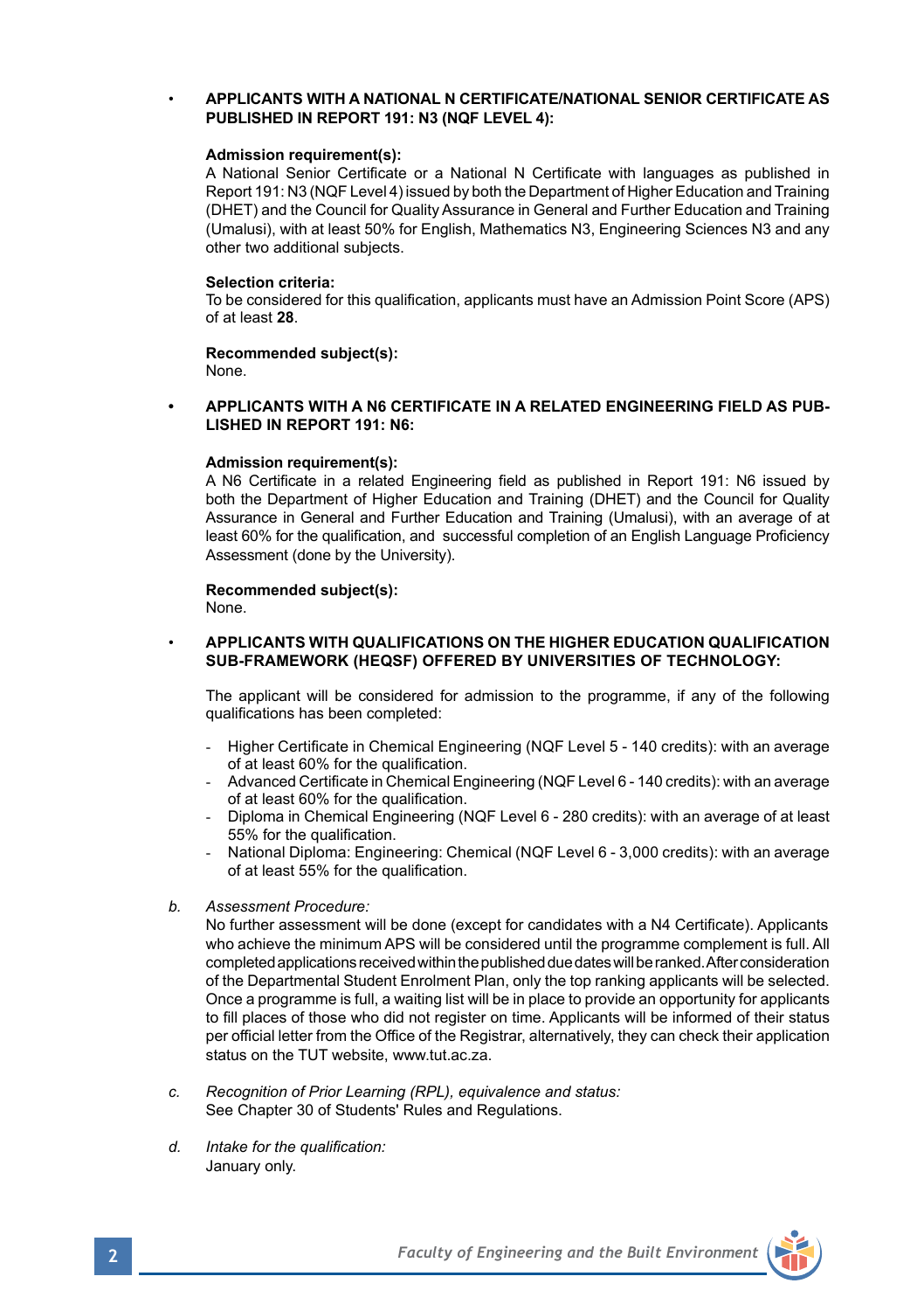- **APPLICANTS WITH A NATIONAL N CERTIFICATE/NATIONAL SENIOR CERTIFICATE AS PUBLISHED IN REPORT 191: N3 (NQF LEVEL 4):**

  **Admission requirement(s):**
  A National Senior Certificate or a National N Certificate with languages as published in Report 191: N3 (NQF Level 4) issued by both the Department of Higher Education and Training (DHET) and the Council for Quality Assurance in General and Further Education and Training (Umalusi), with at least 50% for English, Mathematics N3, Engineering Sciences N3 and any other two additional subjects.

  **Selection criteria:**
  To be considered for this qualification, applicants must have an Admission Point Score (APS) of at least **28**.

  **Recommended subject(s):**
  None.

- **APPLICANTS WITH A N6 CERTIFICATE IN A RELATED ENGINEERING FIELD AS PUBLISHED IN REPORT 191: N6:**

  **Admission requirement(s):**
  A N6 Certificate in a related Engineering field as published in Report 191: N6 issued by both the Department of Higher Education and Training (DHET) and the Council for Quality Assurance in General and Further Education and Training (Umalusi), with an average of at least 60% for the qualification, and successful completion of an English Language Proficiency Assessment (done by the University).

  **Recommended subject(s):**
  None.

- **APPLICANTS WITH QUALIFICATIONS ON THE HIGHER EDUCATION QUALIFICATION SUB-FRAMEWORK (HEQSF) OFFERED BY UNIVERSITIES OF TECHNOLOGY:**

  The applicant will be considered for admission to the programme, if any of the following qualifications has been completed:

  - Higher Certificate in Chemical Engineering (NQF Level 5 - 140 credits): with an average of at least 60% for the qualification.
  - Advanced Certificate in Chemical Engineering (NQF Level 6 - 140 credits): with an average of at least 60% for the qualification.
  - Diploma in Chemical Engineering (NQF Level 6 - 280 credits): with an average of at least 55% for the qualification.
  - National Diploma: Engineering: Chemical (NQF Level 6 - 3,000 credits): with an average of at least 55% for the qualification.

b. *Assessment Procedure:*
No further assessment will be done (except for candidates with a N4 Certificate). Applicants who achieve the minimum APS will be considered until the programme complement is full. All completed applications received within the published due dates will be ranked. After consideration of the Departmental Student Enrolment Plan, only the top ranking applicants will be selected. Once a programme is full, a waiting list will be in place to provide an opportunity for applicants to fill places of those who did not register on time. Applicants will be informed of their status per official letter from the Office of the Registrar, alternatively, they can check their application status on the TUT website, www.tut.ac.za.

c. *Recognition of Prior Learning (RPL), equivalence and status:*
See Chapter 30 of Students' Rules and Regulations.

d. *Intake for the qualification:*
January only.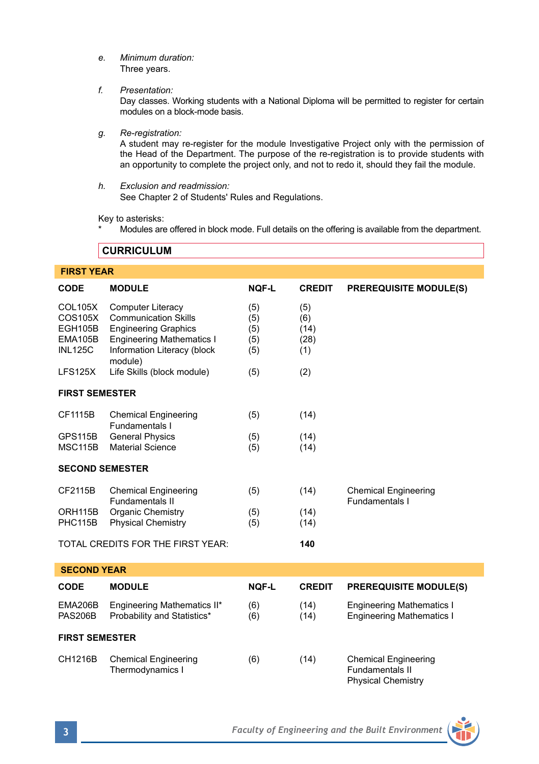*e. Minimum duration:*
Three years.

*f. Presentation:*
Day classes. Working students with a National Diploma will be permitted to register for certain modules on a block-mode basis.

*g. Re-registration:*
A student may re-register for the module Investigative Project only with the permission of the Head of the Department. The purpose of the re-registration is to provide students with an opportunity to complete the project only, and not to redo it, should they fail the module.

*h. Exclusion and readmission:*
See Chapter 2 of Students' Rules and Regulations.

Key to asterisks:
\* Modules are offered in block mode. Full details on the offering is available from the department.

## CURRICULUM

### FIRST YEAR

| CODE | MODULE | NQF-L | CREDIT | PREREQUISITE MODULE(S) |
|---|---|---|---|---|
| COL105X | Computer Literacy | (5) | (5) | |
| COS105X | Communication Skills | (5) | (6) | |
| EGH105B | Engineering Graphics | (5) | (14) | |
| EMA105B | Engineering Mathematics I | (5) | (28) | |
| INL125C | Information Literacy (block module) | (5) | (1) | |
| LFS125X | Life Skills (block module) | (5) | (2) | |
| **FIRST SEMESTER** | | | | |
| CF1115B | Chemical Engineering Fundamentals I | (5) | (14) | |
| GPS115B | General Physics | (5) | (14) | |
| MSC115B | Material Science | (5) | (14) | |
| **SECOND SEMESTER** | | | | |
| CF2115B | Chemical Engineering Fundamentals II | (5) | (14) | Chemical Engineering Fundamentals I |
| ORH115B | Organic Chemistry | (5) | (14) | |
| PHC115B | Physical Chemistry | (5) | (14) | |
| TOTAL CREDITS FOR THE FIRST YEAR: | | | **140** | |

### SECOND YEAR

| CODE | MODULE | NQF-L | CREDIT | PREREQUISITE MODULE(S) |
|---|---|---|---|---|
| EMA206B | Engineering Mathematics II* | (6) | (14) | Engineering Mathematics I |
| PAS206B | Probability and Statistics* | (6) | (14) | Engineering Mathematics I |
| **FIRST SEMESTER** | | | | |
| CH1216B | Chemical Engineering Thermodynamics I | (6) | (14) | Chemical Engineering Fundamentals II<br>Physical Chemistry |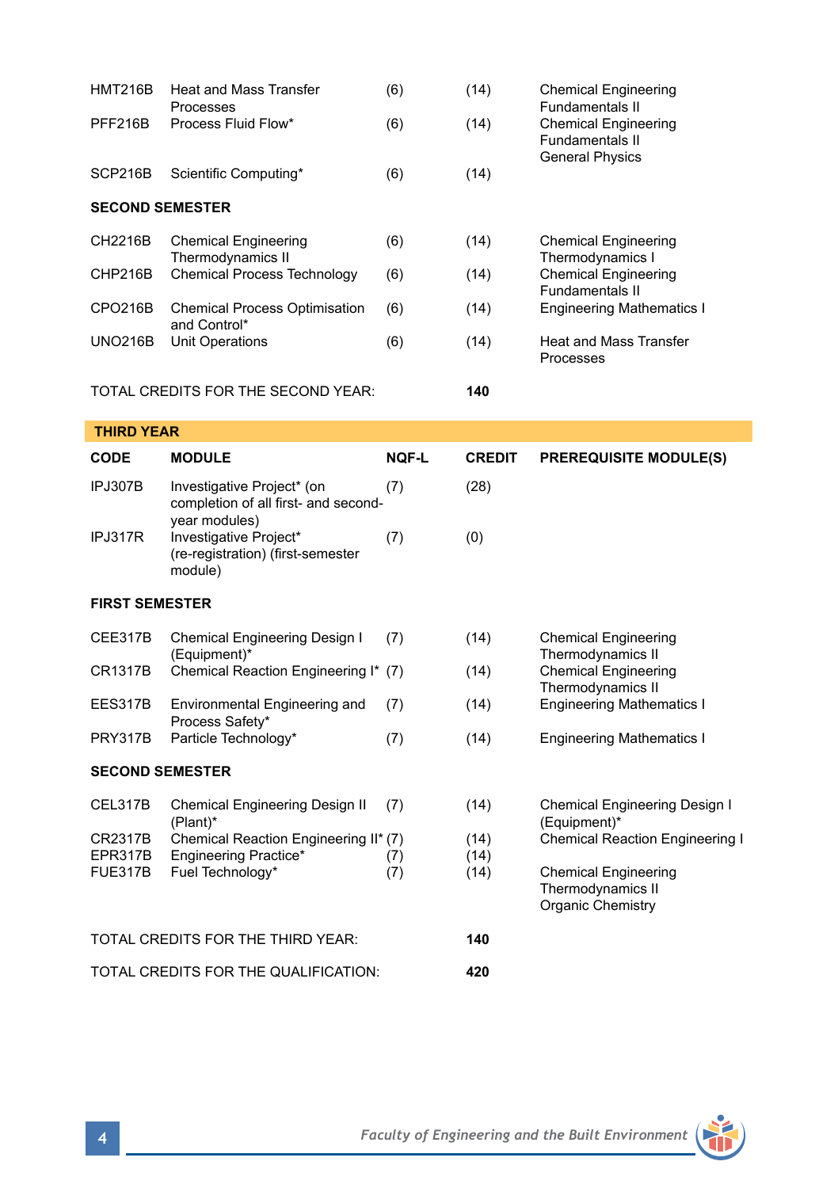| | | | | |
|---|---|---|---|---|
| HMT216B | Heat and Mass Transfer Processes | (6) | (14) | Chemical Engineering Fundamentals II |
| PFF216B | Process Fluid Flow* | (6) | (14) | Chemical Engineering Fundamentals II<br>General Physics |
| SCP216B | Scientific Computing* | (6) | (14) | |

**SECOND SEMESTER**

| | | | | |
|---|---|---|---|---|
| CH2216B | Chemical Engineering Thermodynamics II | (6) | (14) | Chemical Engineering Thermodynamics I |
| CHP216B | Chemical Process Technology | (6) | (14) | Chemical Engineering Fundamentals II |
| CPO216B | Chemical Process Optimisation and Control* | (6) | (14) | Engineering Mathematics I |
| UNO216B | Unit Operations | (6) | (14) | Heat and Mass Transfer Processes |

TOTAL CREDITS FOR THE SECOND YEAR: **140**

## THIRD YEAR

| CODE | MODULE | NQF-L | CREDIT | PREREQUISITE MODULE(S) |
|---|---|---|---|---|
| IPJ307B | Investigative Project* (on completion of all first- and second-year modules) | (7) | (28) | |
| IPJ317R | Investigative Project* (re-registration) (first-semester module) | (7) | (0) | |

**FIRST SEMESTER**

| | | | | |
|---|---|---|---|---|
| CEE317B | Chemical Engineering Design I (Equipment)* | (7) | (14) | Chemical Engineering Thermodynamics II |
| CR1317B | Chemical Reaction Engineering I* | (7) | (14) | Chemical Engineering Thermodynamics II |
| EES317B | Environmental Engineering and Process Safety* | (7) | (14) | Engineering Mathematics I |
| PRY317B | Particle Technology* | (7) | (14) | Engineering Mathematics I |

**SECOND SEMESTER**

| | | | | |
|---|---|---|---|---|
| CEL317B | Chemical Engineering Design II (Plant)* | (7) | (14) | Chemical Engineering Design I (Equipment)* |
| CR2317B | Chemical Reaction Engineering II* | (7) | (14) | Chemical Reaction Engineering I |
| EPR317B | Engineering Practice* | (7) | (14) | |
| FUE317B | Fuel Technology* | (7) | (14) | Chemical Engineering Thermodynamics II<br>Organic Chemistry |

TOTAL CREDITS FOR THE THIRD YEAR: **140**

TOTAL CREDITS FOR THE QUALIFICATION: **420**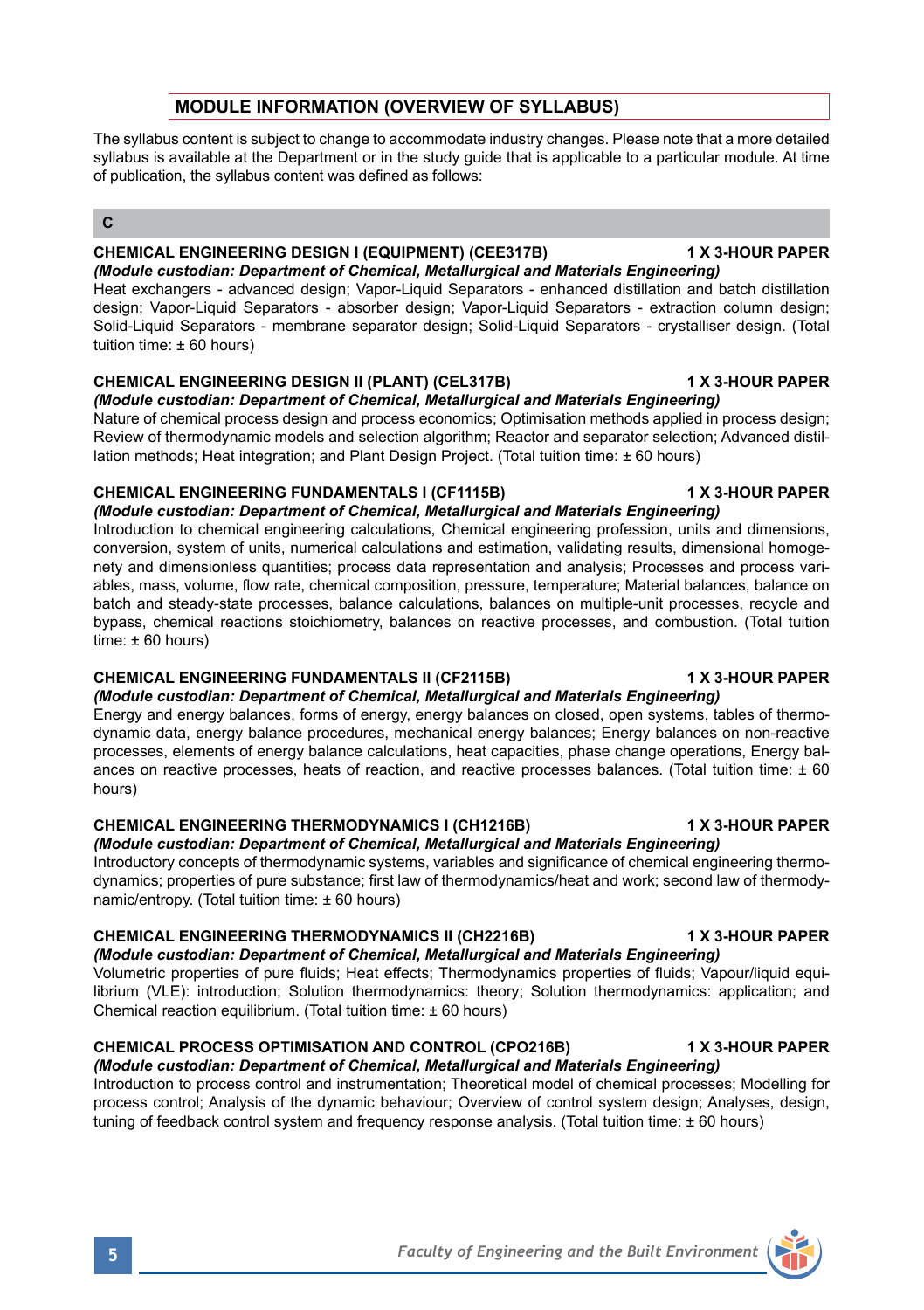## MODULE INFORMATION (OVERVIEW OF SYLLABUS)

The syllabus content is subject to change to accommodate industry changes. Please note that a more detailed syllabus is available at the Department or in the study guide that is applicable to a particular module. At time of publication, the syllabus content was defined as follows:

### C

**CHEMICAL ENGINEERING DESIGN I (EQUIPMENT) (CEE317B) — 1 X 3-HOUR PAPER**
***(Module custodian: Department of Chemical, Metallurgical and Materials Engineering)***
Heat exchangers - advanced design; Vapor-Liquid Separators - enhanced distillation and batch distillation design; Vapor-Liquid Separators - absorber design; Vapor-Liquid Separators - extraction column design; Solid-Liquid Separators - membrane separator design; Solid-Liquid Separators - crystalliser design. (Total tuition time: ± 60 hours)

**CHEMICAL ENGINEERING DESIGN II (PLANT) (CEL317B) — 1 X 3-HOUR PAPER**
***(Module custodian: Department of Chemical, Metallurgical and Materials Engineering)***
Nature of chemical process design and process economics; Optimisation methods applied in process design; Review of thermodynamic models and selection algorithm; Reactor and separator selection; Advanced distillation methods; Heat integration; and Plant Design Project. (Total tuition time: ± 60 hours)

**CHEMICAL ENGINEERING FUNDAMENTALS I (CF1115B) — 1 X 3-HOUR PAPER**
***(Module custodian: Department of Chemical, Metallurgical and Materials Engineering)***
Introduction to chemical engineering calculations, Chemical engineering profession, units and dimensions, conversion, system of units, numerical calculations and estimation, validating results, dimensional homogenety and dimensionless quantities; process data representation and analysis; Processes and process variables, mass, volume, flow rate, chemical composition, pressure, temperature; Material balances, balance on batch and steady-state processes, balance calculations, balances on multiple-unit processes, recycle and bypass, chemical reactions stoichiometry, balances on reactive processes, and combustion. (Total tuition time: ± 60 hours)

**CHEMICAL ENGINEERING FUNDAMENTALS II (CF2115B) — 1 X 3-HOUR PAPER**
***(Module custodian: Department of Chemical, Metallurgical and Materials Engineering)***
Energy and energy balances, forms of energy, energy balances on closed, open systems, tables of thermodynamic data, energy balance procedures, mechanical energy balances; Energy balances on non-reactive processes, elements of energy balance calculations, heat capacities, phase change operations, Energy balances on reactive processes, heats of reaction, and reactive processes balances. (Total tuition time: ± 60 hours)

**CHEMICAL ENGINEERING THERMODYNAMICS I (CH1216B) — 1 X 3-HOUR PAPER**
***(Module custodian: Department of Chemical, Metallurgical and Materials Engineering)***
Introductory concepts of thermodynamic systems, variables and significance of chemical engineering thermodynamics; properties of pure substance; first law of thermodynamics/heat and work; second law of thermodynamic/entropy. (Total tuition time: ± 60 hours)

**CHEMICAL ENGINEERING THERMODYNAMICS II (CH2216B) — 1 X 3-HOUR PAPER**
***(Module custodian: Department of Chemical, Metallurgical and Materials Engineering)***
Volumetric properties of pure fluids; Heat effects; Thermodynamics properties of fluids; Vapour/liquid equilibrium (VLE): introduction; Solution thermodynamics: theory; Solution thermodynamics: application; and Chemical reaction equilibrium. (Total tuition time: ± 60 hours)

**CHEMICAL PROCESS OPTIMISATION AND CONTROL (CPO216B) — 1 X 3-HOUR PAPER**
***(Module custodian: Department of Chemical, Metallurgical and Materials Engineering)***
Introduction to process control and instrumentation; Theoretical model of chemical processes; Modelling for process control; Analysis of the dynamic behaviour; Overview of control system design; Analyses, design, tuning of feedback control system and frequency response analysis. (Total tuition time: ± 60 hours)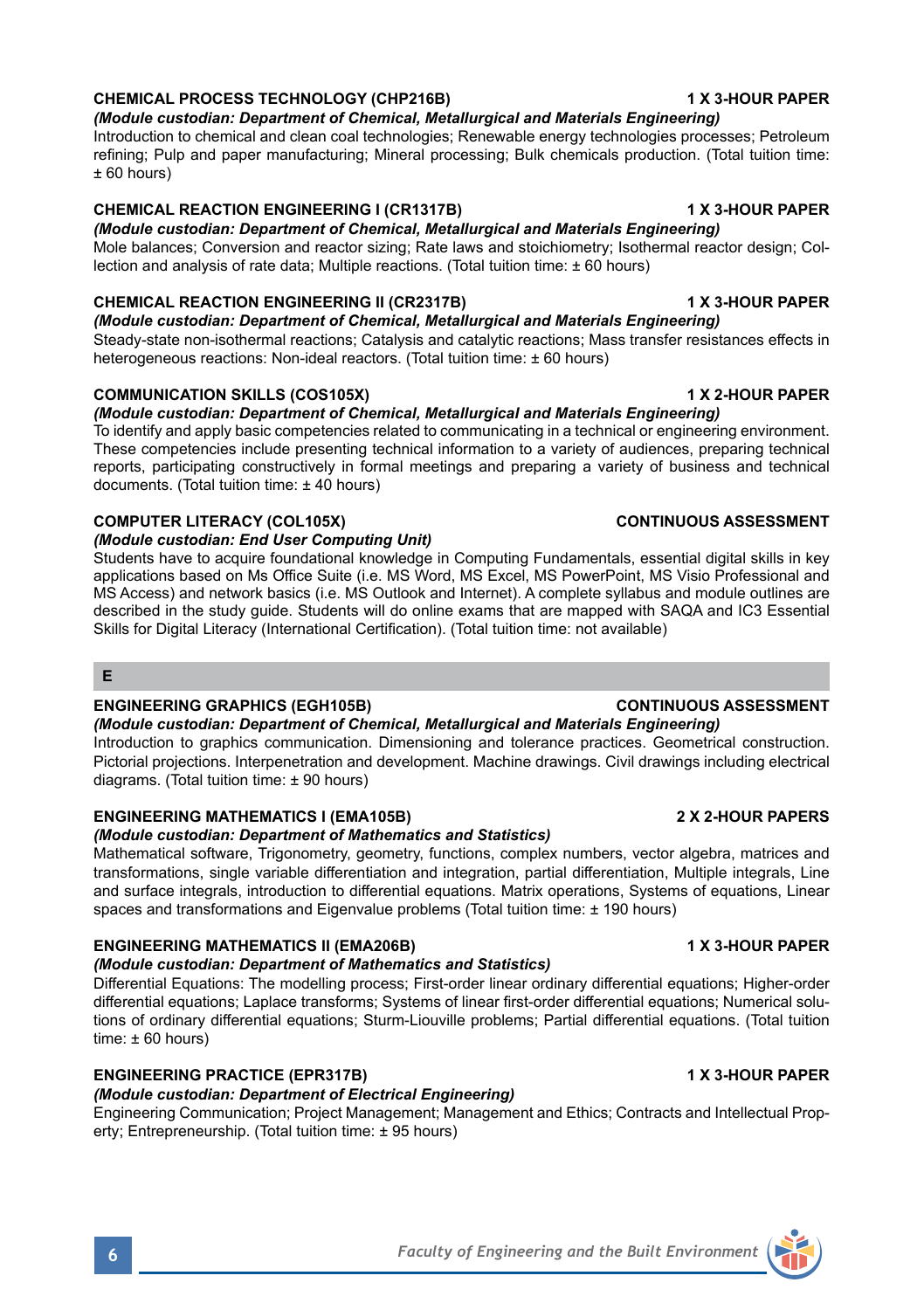### CHEMICAL PROCESS TECHNOLOGY (CHP216B) — 1 X 3-HOUR PAPER

*(Module custodian: Department of Chemical, Metallurgical and Materials Engineering)*

Introduction to chemical and clean coal technologies; Renewable energy technologies processes; Petroleum refining; Pulp and paper manufacturing; Mineral processing; Bulk chemicals production. (Total tuition time: ± 60 hours)

### CHEMICAL REACTION ENGINEERING I (CR1317B) — 1 X 3-HOUR PAPER

*(Module custodian: Department of Chemical, Metallurgical and Materials Engineering)*

Mole balances; Conversion and reactor sizing; Rate laws and stoichiometry; Isothermal reactor design; Collection and analysis of rate data; Multiple reactions. (Total tuition time: ± 60 hours)

### CHEMICAL REACTION ENGINEERING II (CR2317B) — 1 X 3-HOUR PAPER

*(Module custodian: Department of Chemical, Metallurgical and Materials Engineering)*

Steady-state non-isothermal reactions; Catalysis and catalytic reactions; Mass transfer resistances effects in heterogeneous reactions: Non-ideal reactors. (Total tuition time: ± 60 hours)

### COMMUNICATION SKILLS (COS105X) — 1 X 2-HOUR PAPER

*(Module custodian: Department of Chemical, Metallurgical and Materials Engineering)*

To identify and apply basic competencies related to communicating in a technical or engineering environment. These competencies include presenting technical information to a variety of audiences, preparing technical reports, participating constructively in formal meetings and preparing a variety of business and technical documents. (Total tuition time: ± 40 hours)

### COMPUTER LITERACY (COL105X) — CONTINUOUS ASSESSMENT

*(Module custodian: End User Computing Unit)*

Students have to acquire foundational knowledge in Computing Fundamentals, essential digital skills in key applications based on Ms Office Suite (i.e. MS Word, MS Excel, MS PowerPoint, MS Visio Professional and MS Access) and network basics (i.e. MS Outlook and Internet). A complete syllabus and module outlines are described in the study guide. Students will do online exams that are mapped with SAQA and IC3 Essential Skills for Digital Literacy (International Certification). (Total tuition time: not available)

## E

### ENGINEERING GRAPHICS (EGH105B) — CONTINUOUS ASSESSMENT

*(Module custodian: Department of Chemical, Metallurgical and Materials Engineering)*

Introduction to graphics communication. Dimensioning and tolerance practices. Geometrical construction. Pictorial projections. Interpenetration and development. Machine drawings. Civil drawings including electrical diagrams. (Total tuition time: ± 90 hours)

### ENGINEERING MATHEMATICS I (EMA105B) — 2 X 2-HOUR PAPERS

*(Module custodian: Department of Mathematics and Statistics)*

Mathematical software, Trigonometry, geometry, functions, complex numbers, vector algebra, matrices and transformations, single variable differentiation and integration, partial differentiation, Multiple integrals, Line and surface integrals, introduction to differential equations. Matrix operations, Systems of equations, Linear spaces and transformations and Eigenvalue problems (Total tuition time: ± 190 hours)

### ENGINEERING MATHEMATICS II (EMA206B) — 1 X 3-HOUR PAPER

*(Module custodian: Department of Mathematics and Statistics)*

Differential Equations: The modelling process; First-order linear ordinary differential equations; Higher-order differential equations; Laplace transforms; Systems of linear first-order differential equations; Numerical solutions of ordinary differential equations; Sturm-Liouville problems; Partial differential equations. (Total tuition time: ± 60 hours)

### ENGINEERING PRACTICE (EPR317B) — 1 X 3-HOUR PAPER

*(Module custodian: Department of Electrical Engineering)*

Engineering Communication; Project Management; Management and Ethics; Contracts and Intellectual Property; Entrepreneurship. (Total tuition time: ± 95 hours)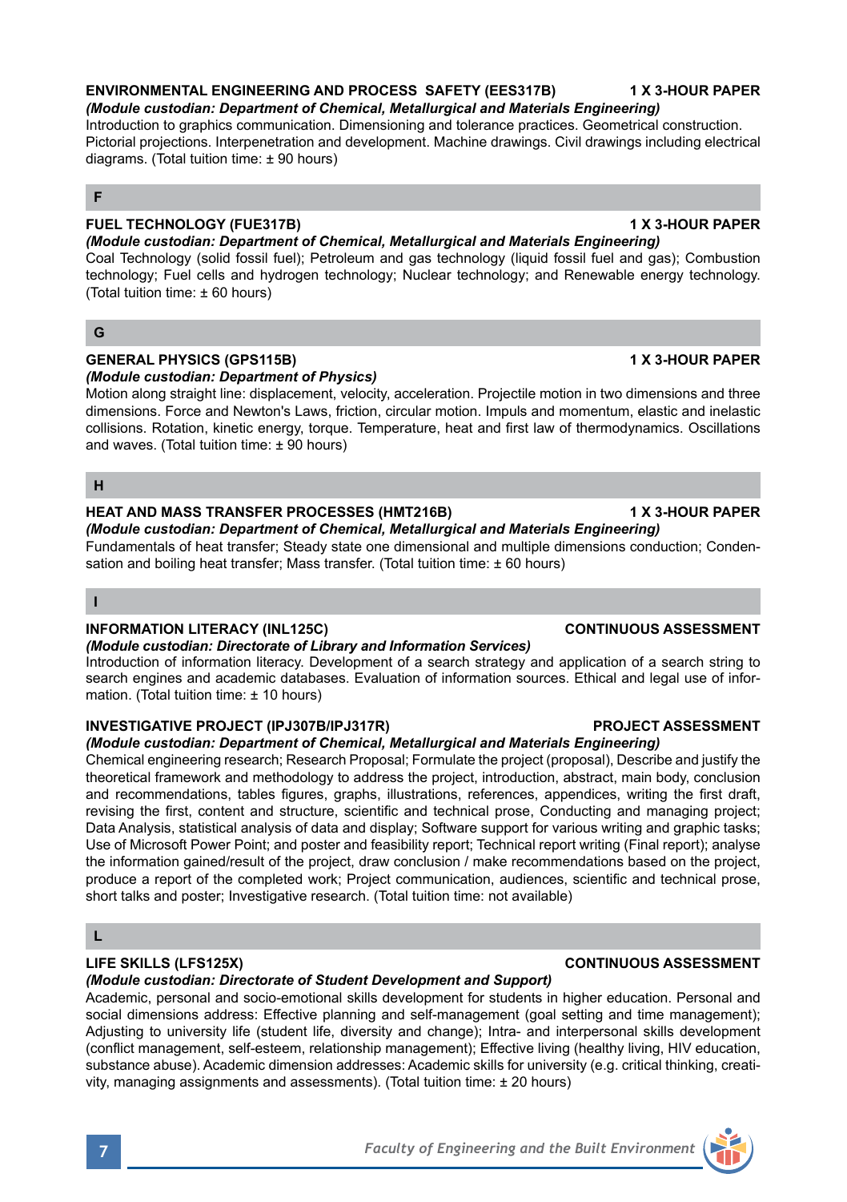### ENVIRONMENTAL ENGINEERING AND PROCESS SAFETY (EES317B) — 1 X 3-HOUR PAPER

*(Module custodian: Department of Chemical, Metallurgical and Materials Engineering)*

Introduction to graphics communication. Dimensioning and tolerance practices. Geometrical construction. Pictorial projections. Interpenetration and development. Machine drawings. Civil drawings including electrical diagrams. (Total tuition time: ± 90 hours)

## F

### FUEL TECHNOLOGY (FUE317B) — 1 X 3-HOUR PAPER

*(Module custodian: Department of Chemical, Metallurgical and Materials Engineering)*

Coal Technology (solid fossil fuel); Petroleum and gas technology (liquid fossil fuel and gas); Combustion technology; Fuel cells and hydrogen technology; Nuclear technology; and Renewable energy technology. (Total tuition time: ± 60 hours)

## G

### GENERAL PHYSICS (GPS115B) — 1 X 3-HOUR PAPER

*(Module custodian: Department of Physics)*

Motion along straight line: displacement, velocity, acceleration. Projectile motion in two dimensions and three dimensions. Force and Newton's Laws, friction, circular motion. Impuls and momentum, elastic and inelastic collisions. Rotation, kinetic energy, torque. Temperature, heat and first law of thermodynamics. Oscillations and waves. (Total tuition time: ± 90 hours)

## H

### HEAT AND MASS TRANSFER PROCESSES (HMT216B) — 1 X 3-HOUR PAPER

*(Module custodian: Department of Chemical, Metallurgical and Materials Engineering)*

Fundamentals of heat transfer; Steady state one dimensional and multiple dimensions conduction; Condensation and boiling heat transfer; Mass transfer. (Total tuition time: ± 60 hours)

## I

### INFORMATION LITERACY (INL125C) — CONTINUOUS ASSESSMENT

*(Module custodian: Directorate of Library and Information Services)*

Introduction of information literacy. Development of a search strategy and application of a search string to search engines and academic databases. Evaluation of information sources. Ethical and legal use of information. (Total tuition time: ± 10 hours)

### INVESTIGATIVE PROJECT (IPJ307B/IPJ317R) — PROJECT ASSESSMENT

*(Module custodian: Department of Chemical, Metallurgical and Materials Engineering)*

Chemical engineering research; Research Proposal; Formulate the project (proposal), Describe and justify the theoretical framework and methodology to address the project, introduction, abstract, main body, conclusion and recommendations, tables figures, graphs, illustrations, references, appendices, writing the first draft, revising the first, content and structure, scientific and technical prose, Conducting and managing project; Data Analysis, statistical analysis of data and display; Software support for various writing and graphic tasks; Use of Microsoft Power Point; and poster and feasibility report; Technical report writing (Final report); analyse the information gained/result of the project, draw conclusion / make recommendations based on the project, produce a report of the completed work; Project communication, audiences, scientific and technical prose, short talks and poster; Investigative research. (Total tuition time: not available)

## L

### LIFE SKILLS (LFS125X) — CONTINUOUS ASSESSMENT

*(Module custodian: Directorate of Student Development and Support)*

Academic, personal and socio-emotional skills development for students in higher education. Personal and social dimensions address: Effective planning and self-management (goal setting and time management); Adjusting to university life (student life, diversity and change); Intra- and interpersonal skills development (conflict management, self-esteem, relationship management); Effective living (healthy living, HIV education, substance abuse). Academic dimension addresses: Academic skills for university (e.g. critical thinking, creativity, managing assignments and assessments). (Total tuition time: ± 20 hours)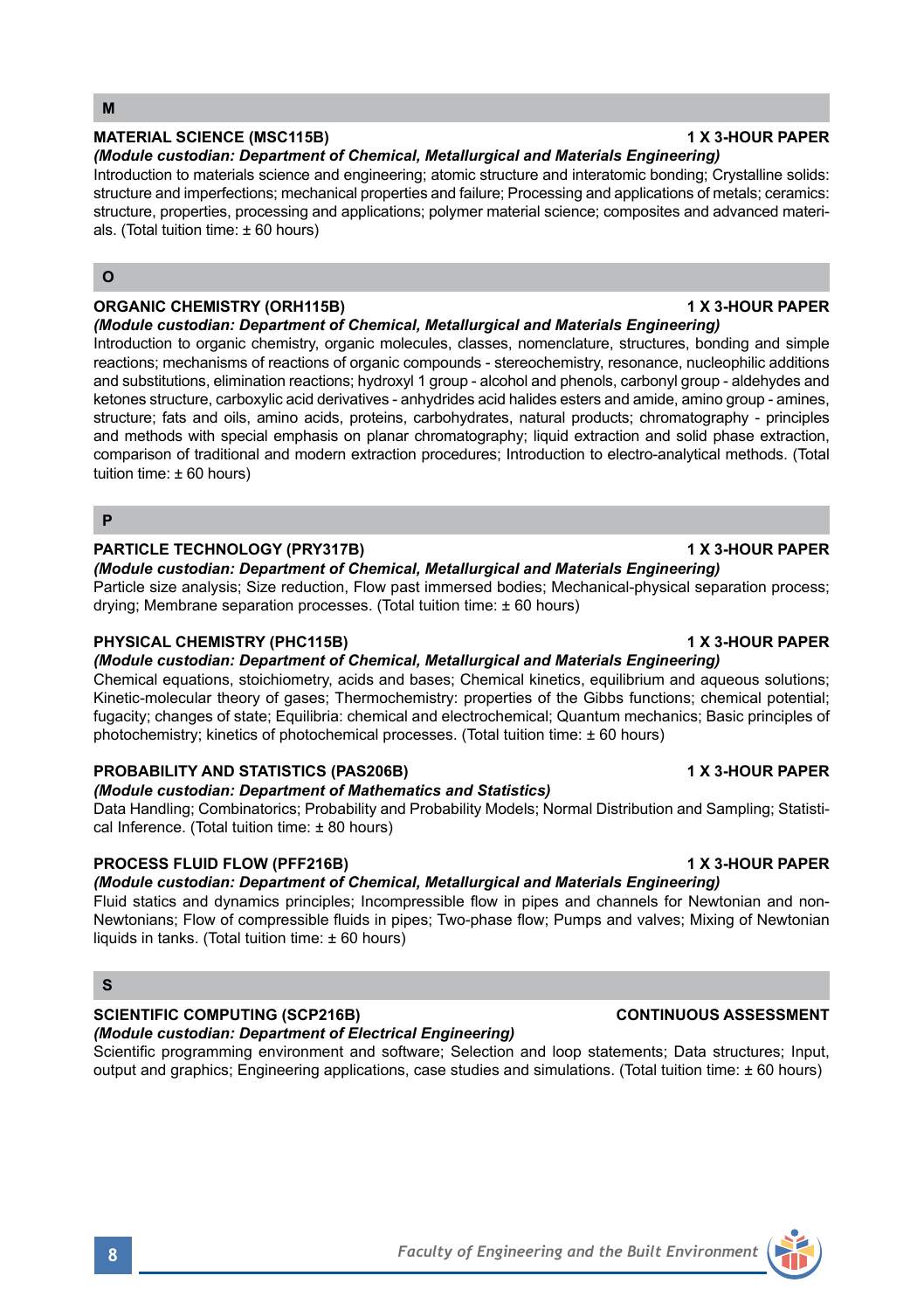## M

### MATERIAL SCIENCE (MSC115B) — 1 X 3-HOUR PAPER

***(Module custodian: Department of Chemical, Metallurgical and Materials Engineering)***

Introduction to materials science and engineering; atomic structure and interatomic bonding; Crystalline solids: structure and imperfections; mechanical properties and failure; Processing and applications of metals; ceramics: structure, properties, processing and applications; polymer material science; composites and advanced materials. (Total tuition time: ± 60 hours)

## O

### ORGANIC CHEMISTRY (ORH115B) — 1 X 3-HOUR PAPER

***(Module custodian: Department of Chemical, Metallurgical and Materials Engineering)***

Introduction to organic chemistry, organic molecules, classes, nomenclature, structures, bonding and simple reactions; mechanisms of reactions of organic compounds - stereochemistry, resonance, nucleophilic additions and substitutions, elimination reactions; hydroxyl 1 group - alcohol and phenols, carbonyl group - aldehydes and ketones structure, carboxylic acid derivatives - anhydrides acid halides esters and amide, amino group - amines, structure; fats and oils, amino acids, proteins, carbohydrates, natural products; chromatography - principles and methods with special emphasis on planar chromatography; liquid extraction and solid phase extraction, comparison of traditional and modern extraction procedures; Introduction to electro-analytical methods. (Total tuition time: ± 60 hours)

## P

### PARTICLE TECHNOLOGY (PRY317B) — 1 X 3-HOUR PAPER

***(Module custodian: Department of Chemical, Metallurgical and Materials Engineering)***

Particle size analysis; Size reduction, Flow past immersed bodies; Mechanical-physical separation process; drying; Membrane separation processes. (Total tuition time: ± 60 hours)

### PHYSICAL CHEMISTRY (PHC115B) — 1 X 3-HOUR PAPER

***(Module custodian: Department of Chemical, Metallurgical and Materials Engineering)***

Chemical equations, stoichiometry, acids and bases; Chemical kinetics, equilibrium and aqueous solutions; Kinetic-molecular theory of gases; Thermochemistry: properties of the Gibbs functions; chemical potential; fugacity; changes of state; Equilibria: chemical and electrochemical; Quantum mechanics; Basic principles of photochemistry; kinetics of photochemical processes. (Total tuition time: ± 60 hours)

### PROBABILITY AND STATISTICS (PAS206B) — 1 X 3-HOUR PAPER

***(Module custodian: Department of Mathematics and Statistics)***

Data Handling; Combinatorics; Probability and Probability Models; Normal Distribution and Sampling; Statistical Inference. (Total tuition time: ± 80 hours)

### PROCESS FLUID FLOW (PFF216B) — 1 X 3-HOUR PAPER

***(Module custodian: Department of Chemical, Metallurgical and Materials Engineering)***

Fluid statics and dynamics principles; Incompressible flow in pipes and channels for Newtonian and non-Newtonians; Flow of compressible fluids in pipes; Two-phase flow; Pumps and valves; Mixing of Newtonian liquids in tanks. (Total tuition time: ± 60 hours)

## S

### SCIENTIFIC COMPUTING (SCP216B) — CONTINUOUS ASSESSMENT

***(Module custodian: Department of Electrical Engineering)***

Scientific programming environment and software; Selection and loop statements; Data structures; Input, output and graphics; Engineering applications, case studies and simulations. (Total tuition time: ± 60 hours)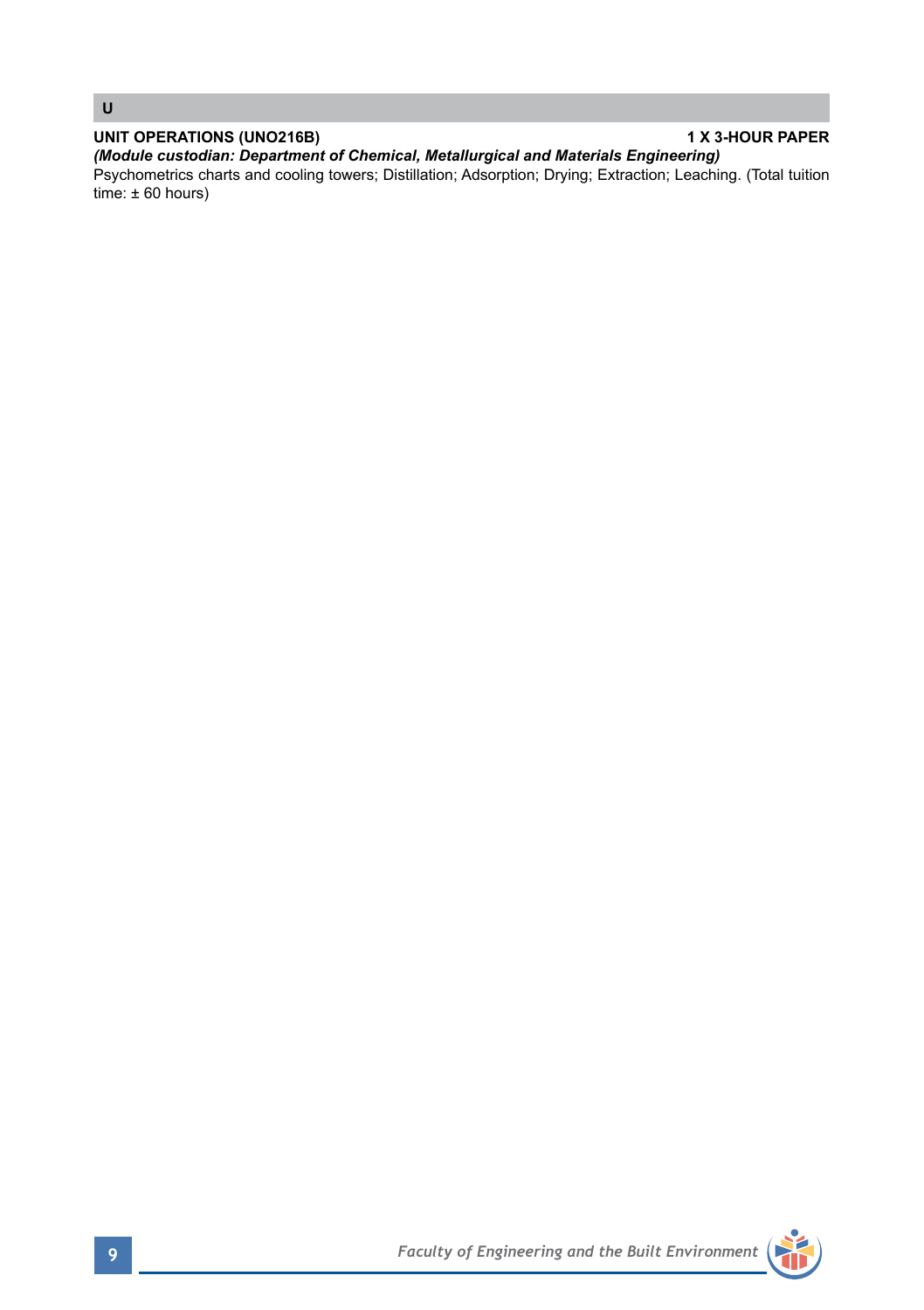## U

**UNIT OPERATIONS (UNO216B)** **1 X 3-HOUR PAPER**

***(Module custodian: Department of Chemical, Metallurgical and Materials Engineering)***

Psychometrics charts and cooling towers; Distillation; Adsorption; Drying; Extraction; Leaching. (Total tuition time: ± 60 hours)